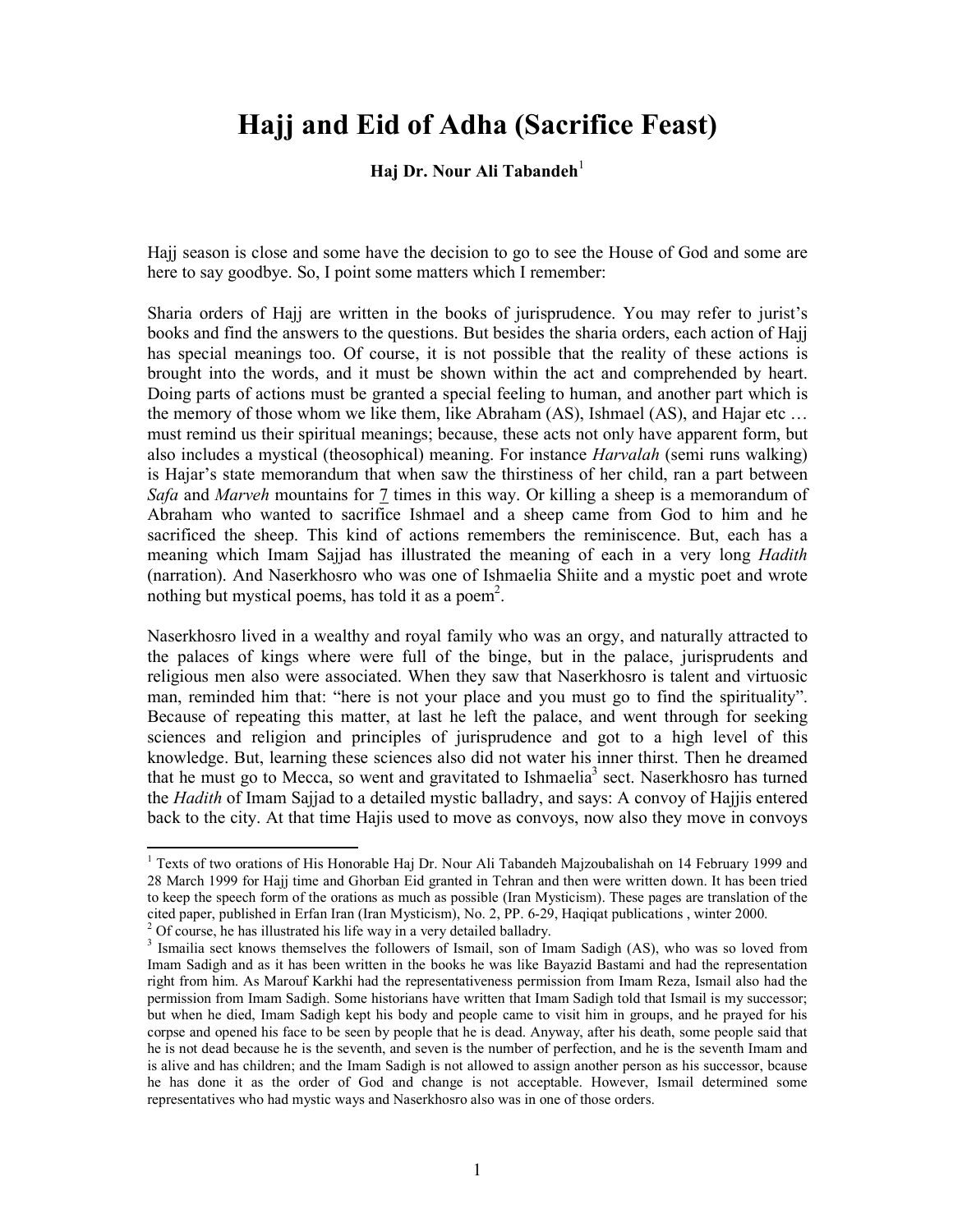# Hajj and Eid of Adha (Sacrifice Feast)

**Haj Dr. Nour Ali Tabandeh**[1]

Hajj season is close and some have the decision to go to see the House of God and some are here to say goodbye. So, I point some matters which I remember:

Sharia orders of Hajj are written in the books of jurisprudence. You may refer to jurist's books and find the answers to the questions. But besides the sharia orders, each action of Hajj has special meanings too. Of course, it is not possible that the reality of these actions is brought into the words, and it must be shown within the act and comprehended by heart. Doing parts of actions must be granted a special feeling to human, and another part which is the memory of those whom we like them, like Abraham (AS), Ishmael (AS), and Hajar etc … must remind us their spiritual meanings; because, these acts not only have apparent form, but also includes a mystical (theosophical) meaning. For instance *Harvalah* (semi runs walking) is Hajar's state memorandum that when saw the thirstiness of her child, ran a part between *Safa* and *Marveh* mountains for 7 times in this way. Or killing a sheep is a memorandum of Abraham who wanted to sacrifice Ishmael and a sheep came from God to him and he sacrificed the sheep. This kind of actions remembers the reminiscence. But, each has a meaning which Imam Sajjad has illustrated the meaning of each in a very long *Hadith* (narration). And Naserkhosro who was one of Ishmaelia Shiite and a mystic poet and wrote nothing but mystical poems, has told it as a poem[2].

Naserkhosro lived in a wealthy and royal family who was an orgy, and naturally attracted to the palaces of kings where were full of the binge, but in the palace, jurisprudents and religious men also were associated. When they saw that Naserkhosro is talent and virtuosic man, reminded him that: "here is not your place and you must go to find the spirituality". Because of repeating this matter, at last he left the palace, and went through for seeking sciences and religion and principles of jurisprudence and got to a high level of this knowledge. But, learning these sciences also did not water his inner thirst. Then he dreamed that he must go to Mecca, so went and gravitated to Ishmaelia[3] sect. Naserkhosro has turned the *Hadith* of Imam Sajjad to a detailed mystic balladry, and says: A convoy of Hajjis entered back to the city. At that time Hajis used to move as convoys, now also they move in convoys

---

[1] Texts of two orations of His Honorable Haj Dr. Nour Ali Tabandeh Majzoubalishah on 14 February 1999 and 28 March 1999 for Hajj time and Ghorban Eid granted in Tehran and then were written down. It has been tried to keep the speech form of the orations as much as possible (Iran Mysticism). These pages are translation of the cited paper, published in Erfan Iran (Iran Mysticism), No. 2, PP. 6-29, Haqiqat publications , winter 2000.

[2] Of course, he has illustrated his life way in a very detailed balladry.

[3] Ismailia sect knows themselves the followers of Ismail, son of Imam Sadigh (AS), who was so loved from Imam Sadigh and as it has been written in the books he was like Bayazid Bastami and had the representation right from him. As Marouf Karkhi had the representativeness permission from Imam Reza, Ismail also had the permission from Imam Sadigh. Some historians have written that Imam Sadigh told that Ismail is my successor; but when he died, Imam Sadigh kept his body and people came to visit him in groups, and he prayed for his corpse and opened his face to be seen by people that he is dead. Anyway, after his death, some people said that he is not dead because he is the seventh, and seven is the number of perfection, and he is the seventh Imam and is alive and has children; and the Imam Sadigh is not allowed to assign another person as his successor, bcause he has done it as the order of God and change is not acceptable. However, Ismail determined some representatives who had mystic ways and Naserkhosro also was in one of those orders.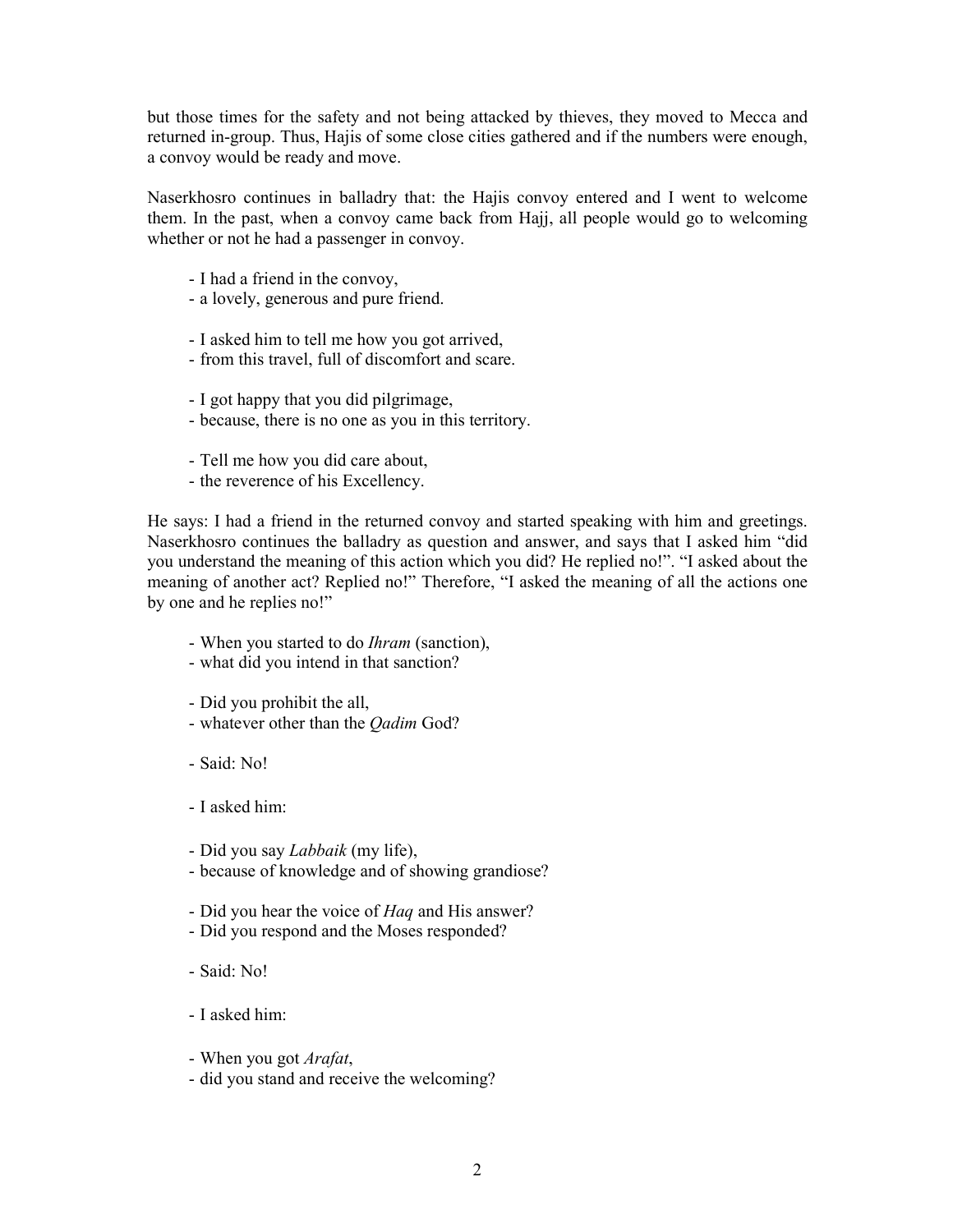but those times for the safety and not being attacked by thieves, they moved to Mecca and returned in-group. Thus, Hajis of some close cities gathered and if the numbers were enough, a convoy would be ready and move.

Naserkhosro continues in balladry that: the Hajis convoy entered and I went to welcome them. In the past, when a convoy came back from Hajj, all people would go to welcoming whether or not he had a passenger in convoy.

- I had a friend in the convoy,
- a lovely, generous and pure friend.

- I asked him to tell me how you got arrived,
- from this travel, full of discomfort and scare.

- I got happy that you did pilgrimage,
- because, there is no one as you in this territory.

- Tell me how you did care about,
- the reverence of his Excellency.

He says: I had a friend in the returned convoy and started speaking with him and greetings. Naserkhosro continues the balladry as question and answer, and says that I asked him "did you understand the meaning of this action which you did? He replied no!". "I asked about the meaning of another act? Replied no!" Therefore, "I asked the meaning of all the actions one by one and he replies no!"

- When you started to do *Ihram* (sanction),
- what did you intend in that sanction?

- Did you prohibit the all,
- whatever other than the *Qadim* God?

- Said: No!

- I asked him:

- Did you say *Labbaik* (my life),
- because of knowledge and of showing grandiose?

- Did you hear the voice of *Haq* and His answer?
- Did you respond and the Moses responded?

- Said: No!

- I asked him:

- When you got *Arafat*,
- did you stand and receive the welcoming?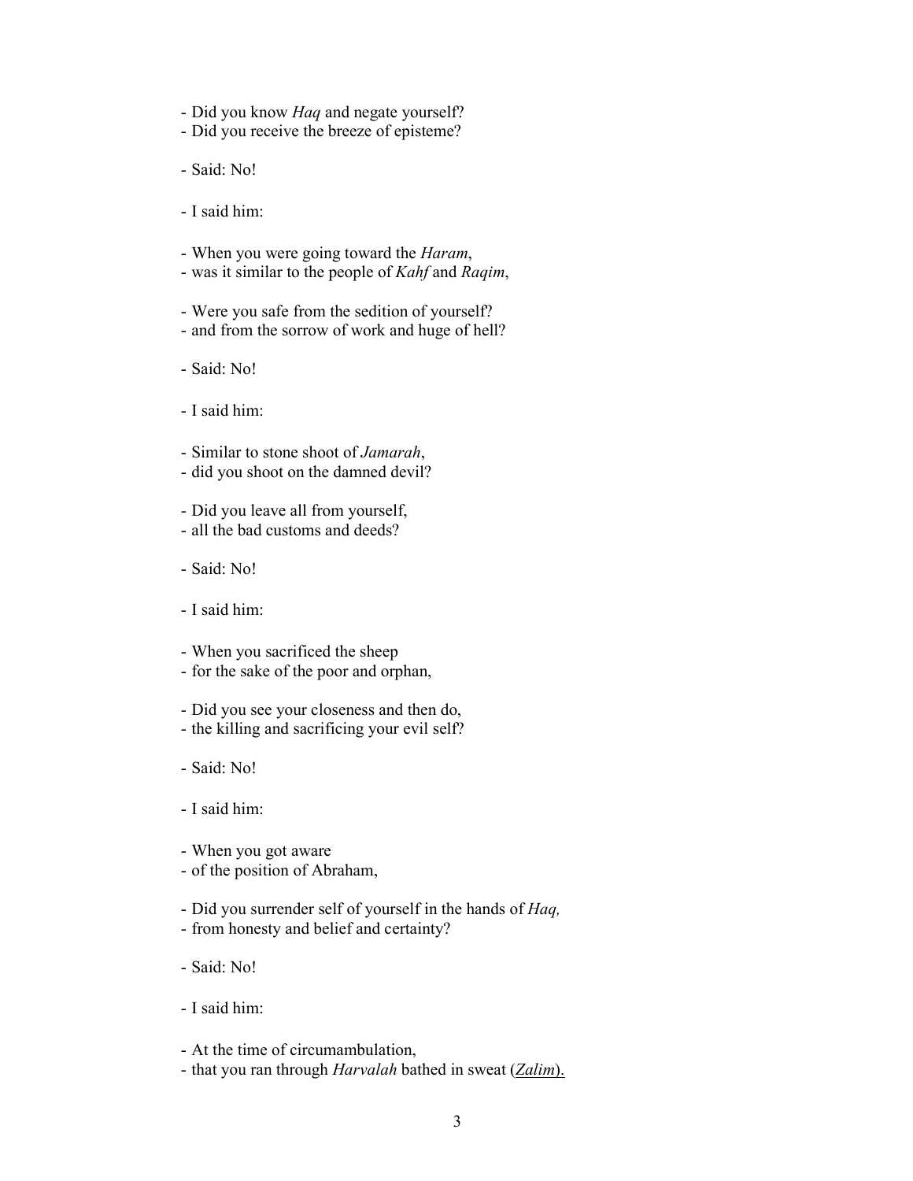- Did you know *Haq* and negate yourself?
- Did you receive the breeze of episteme?

- Said: No!

- I said him:

- When you were going toward the *Haram*,
- was it similar to the people of *Kahf* and *Raqim*,

- Were you safe from the sedition of yourself?
- and from the sorrow of work and huge of hell?

- Said: No!

- I said him:

- Similar to stone shoot of *Jamarah*,
- did you shoot on the damned devil?

- Did you leave all from yourself,
- all the bad customs and deeds?

- Said: No!

- I said him:

- When you sacrificed the sheep
- for the sake of the poor and orphan,

- Did you see your closeness and then do,
- the killing and sacrificing your evil self?

- Said: No!

- I said him:

- When you got aware
- of the position of Abraham,

- Did you surrender self of yourself in the hands of *Haq,*
- from honesty and belief and certainty?

- Said: No!

- I said him:

- At the time of circumambulation,
- that you ran through *Harvalah* bathed in sweat (<u>*Zalim*</u>).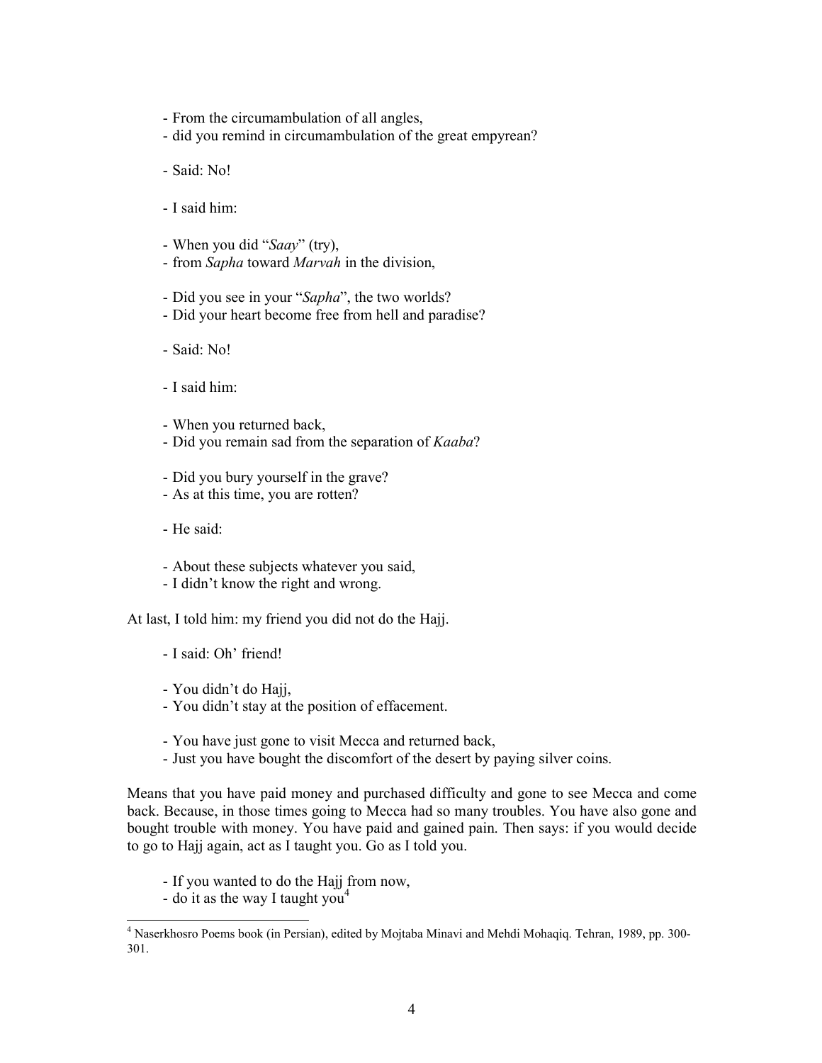- From the circumambulation of all angles,
- did you remind in circumambulation of the great empyrean?

- Said: No!

- I said him:

- When you did "*Saay*" (try),
- from *Sapha* toward *Marvah* in the division,

- Did you see in your "*Sapha*", the two worlds?
- Did your heart become free from hell and paradise?

- Said: No!

- I said him:

- When you returned back,
- Did you remain sad from the separation of *Kaaba*?

- Did you bury yourself in the grave?
- As at this time, you are rotten?

- He said:

- About these subjects whatever you said,
- I didn't know the right and wrong.

At last, I told him: my friend you did not do the Hajj.

- I said: Oh' friend!

- You didn't do Hajj,
- You didn't stay at the position of effacement.

- You have just gone to visit Mecca and returned back,
- Just you have bought the discomfort of the desert by paying silver coins.

Means that you have paid money and purchased difficulty and gone to see Mecca and come back. Because, in those times going to Mecca had so many troubles. You have also gone and bought trouble with money. You have paid and gained pain. Then says: if you would decide to go to Hajj again, act as I taught you. Go as I told you.

- If you wanted to do the Hajj from now,
- do it as the way I taught you[4]

[4] Naserkhosro Poems book (in Persian), edited by Mojtaba Minavi and Mehdi Mohaqiq. Tehran, 1989, pp. 300-301.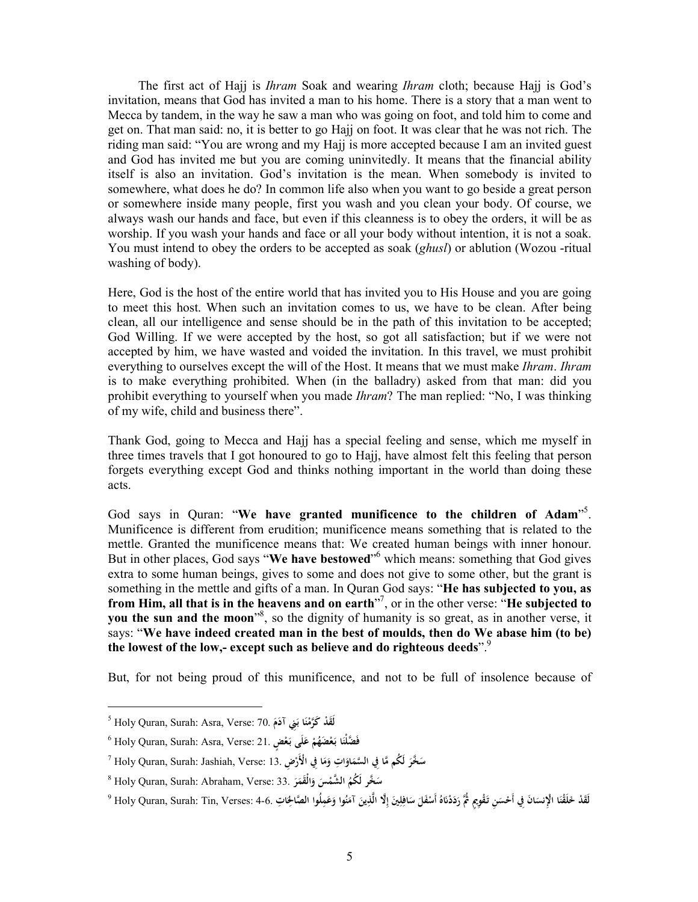The first act of Hajj is *Ihram* Soak and wearing *Ihram* cloth; because Hajj is God's invitation, means that God has invited a man to his home. There is a story that a man went to Mecca by tandem, in the way he saw a man who was going on foot, and told him to come and get on. That man said: no, it is better to go Hajj on foot. It was clear that he was not rich. The riding man said: "You are wrong and my Hajj is more accepted because I am an invited guest and God has invited me but you are coming uninvitedly. It means that the financial ability itself is also an invitation. God's invitation is the mean. When somebody is invited to somewhere, what does he do? In common life also when you want to go beside a great person or somewhere inside many people, first you wash and you clean your body. Of course, we always wash our hands and face, but even if this cleanness is to obey the orders, it will be as worship. If you wash your hands and face or all your body without intention, it is not a soak. You must intend to obey the orders to be accepted as soak (*ghusl*) or ablution (Wozou -ritual washing of body).

Here, God is the host of the entire world that has invited you to His House and you are going to meet this host. When such an invitation comes to us, we have to be clean. After being clean, all our intelligence and sense should be in the path of this invitation to be accepted; God Willing. If we were accepted by the host, so got all satisfaction; but if we were not accepted by him, we have wasted and voided the invitation. In this travel, we must prohibit everything to ourselves except the will of the Host. It means that we must make *Ihram*. *Ihram* is to make everything prohibited. When (in the balladry) asked from that man: did you prohibit everything to yourself when you made *Ihram*? The man replied: "No, I was thinking of my wife, child and business there".

Thank God, going to Mecca and Hajj has a special feeling and sense, which me myself in three times travels that I got honoured to go to Hajj, have almost felt this feeling that person forgets everything except God and thinks nothing important in the world than doing these acts.

God says in Quran: "**We have granted munificence to the children of Adam**"[5]. Munificence is different from erudition; munificence means something that is related to the mettle. Granted the munificence means that: We created human beings with inner honour. But in other places, God says "**We have bestowed**"[6] which means: something that God gives extra to some human beings, gives to some and does not give to some other, but the grant is something in the mettle and gifts of a man. In Quran God says: "**He has subjected to you, as from Him, all that is in the heavens and on earth**"[7], or in the other verse: "**He subjected to you the sun and the moon**"[8], so the dignity of humanity is so great, as in another verse, it says: "**We have indeed created man in the best of moulds, then do We abase him (to be) the lowest of the low,- except such as believe and do righteous deeds**".[9]

But, for not being proud of this munificence, and not to be full of insolence because of

---

[5] Holy Quran, Surah: Asra, Verse: 70. لَقَدْ كَرَّمْنَا بَنِي آدَمَ

[6] Holy Quran, Surah: Asra, Verse: 21. فَضَّلْنَا بَعْضَهُمْ عَلَى بَعْضٍ

[7] Holy Quran, Surah: Jashiah, Verse: 13. سَخَّرَ لَكُم مَّا فِي السَّمَاوَاتِ وَمَا فِي الْأَرْضِ

[8] Holy Quran, Surah: Abraham, Verse: 33. سَخَّر لَكُمُ الشَّمْسَ وَالْقَمَرَ

[9] Holy Quran, Surah: Tin, Verses: 4-6. لَقَدْ خَلَقْنَا الإِنسَانَ فِي أَحْسَنِ تَقْوِيمٍ ثُمَّ رَدَدْنَاهُ أَسْفَلَ سَافِلِينَ إِلَّا الَّذِينَ آمَنُوا وَعَمِلُوا الصَّالِحَاتِ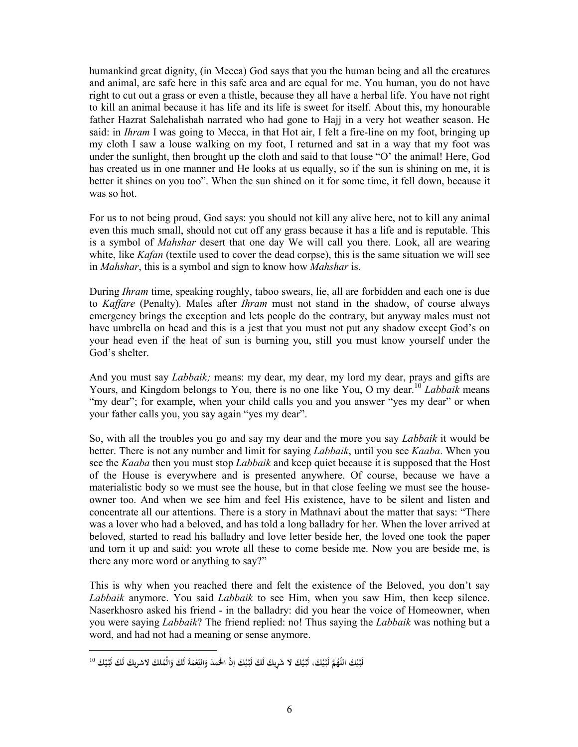humankind great dignity, (in Mecca) God says that you the human being and all the creatures and animal, are safe here in this safe area and are equal for me. You human, you do not have right to cut out a grass or even a thistle, because they all have a herbal life. You have not right to kill an animal because it has life and its life is sweet for itself. About this, my honourable father Hazrat Salehalishah narrated who had gone to Hajj in a very hot weather season. He said: in *Ihram* I was going to Mecca, in that Hot air, I felt a fire-line on my foot, bringing up my cloth I saw a louse walking on my foot, I returned and sat in a way that my foot was under the sunlight, then brought up the cloth and said to that louse "O' the animal! Here, God has created us in one manner and He looks at us equally, so if the sun is shining on me, it is better it shines on you too". When the sun shined on it for some time, it fell down, because it was so hot.

For us to not being proud, God says: you should not kill any alive here, not to kill any animal even this much small, should not cut off any grass because it has a life and is reputable. This is a symbol of *Mahshar* desert that one day We will call you there. Look, all are wearing white, like *Kafan* (textile used to cover the dead corpse), this is the same situation we will see in *Mahshar*, this is a symbol and sign to know how *Mahshar* is.

During *Ihram* time, speaking roughly, taboo swears, lie, all are forbidden and each one is due to *Kaffare* (Penalty). Males after *Ihram* must not stand in the shadow, of course always emergency brings the exception and lets people do the contrary, but anyway males must not have umbrella on head and this is a jest that you must not put any shadow except God's on your head even if the heat of sun is burning you, still you must know yourself under the God's shelter.

And you must say *Labbaik;* means: my dear, my dear, my lord my dear, prays and gifts are Yours, and Kingdom belongs to You, there is no one like You, O my dear.[10] *Labbaik* means "my dear"; for example, when your child calls you and you answer "yes my dear" or when your father calls you, you say again "yes my dear".

So, with all the troubles you go and say my dear and the more you say *Labbaik* it would be better. There is not any number and limit for saying *Labbaik*, until you see *Kaaba*. When you see the *Kaaba* then you must stop *Labbaik* and keep quiet because it is supposed that the Host of the House is everywhere and is presented anywhere. Of course, because we have a materialistic body so we must see the house, but in that close feeling we must see the house-owner too. And when we see him and feel His existence, have to be silent and listen and concentrate all our attentions. There is a story in Mathnavi about the matter that says: "There was a lover who had a beloved, and has told a long balladry for her. When the lover arrived at beloved, started to read his balladry and love letter beside her, the loved one took the paper and torn it up and said: you wrote all these to come beside me. Now you are beside me, is there any more word or anything to say?"

This is why when you reached there and felt the existence of the Beloved, you don't say *Labbaik* anymore. You said *Labbaik* to see Him, when you saw Him, then keep silence. Naserkhosro asked his friend - in the balladry: did you hear the voice of Homeowner, when you were saying *Labbaik*? The friend replied: no! Thus saying the *Labbaik* was nothing but a word, and had not had a meaning or sense anymore.

---

[10] لَبَّيْكَ اللّهُمَّ لَبَّيْكَ، لَبَّيْكَ لا شَرِيكَ لَكَ لَبَّيْكَ اِنَّ الحَمدَ وَالنِّعْمَةَ لَكَ وَالْمُلكَ لاشريكَ لَكَ لَبَّيْكَ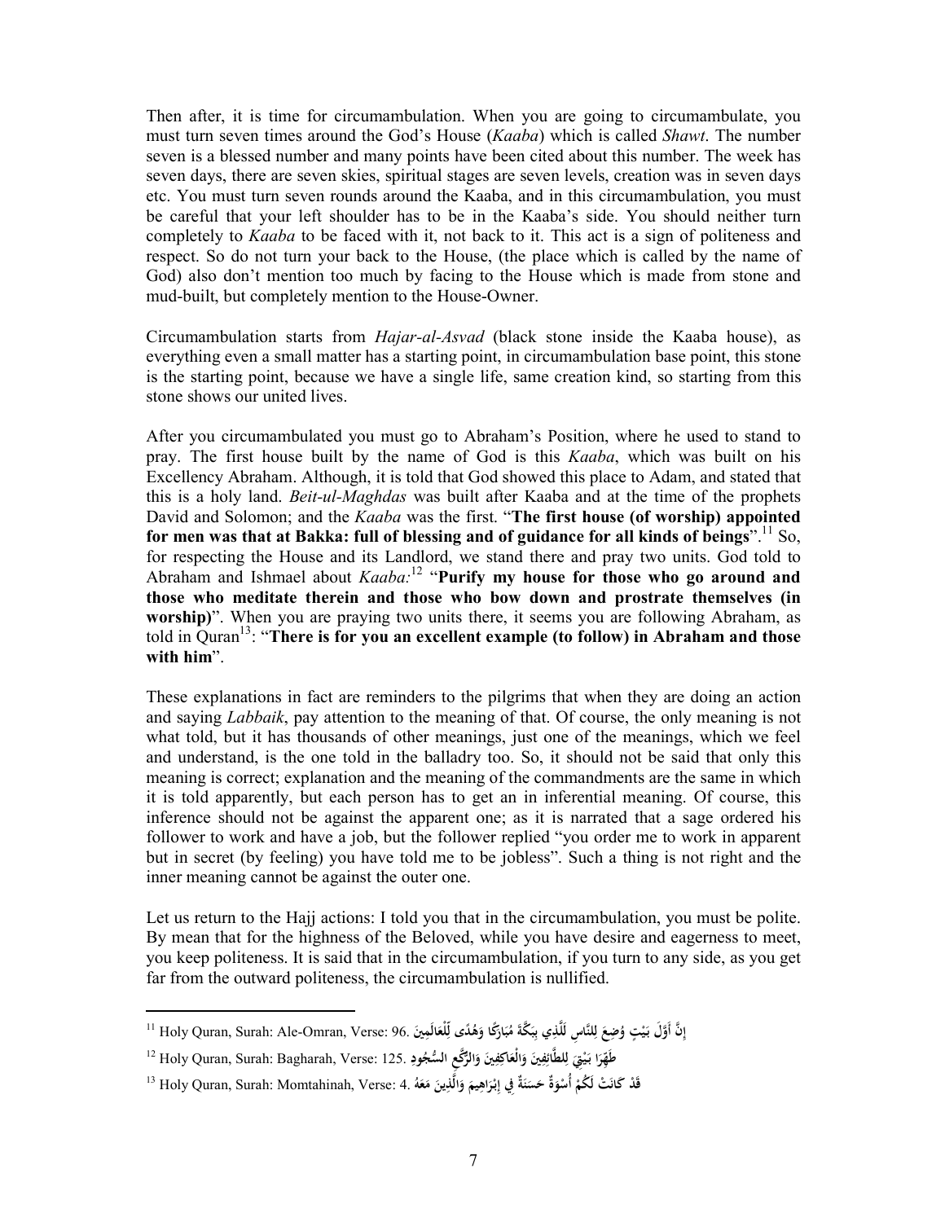Then after, it is time for circumambulation. When you are going to circumambulate, you must turn seven times around the God's House (*Kaaba*) which is called *Shawt*. The number seven is a blessed number and many points have been cited about this number. The week has seven days, there are seven skies, spiritual stages are seven levels, creation was in seven days etc. You must turn seven rounds around the Kaaba, and in this circumambulation, you must be careful that your left shoulder has to be in the Kaaba's side. You should neither turn completely to *Kaaba* to be faced with it, not back to it. This act is a sign of politeness and respect. So do not turn your back to the House, (the place which is called by the name of God) also don't mention too much by facing to the House which is made from stone and mud-built, but completely mention to the House-Owner.

Circumambulation starts from *Hajar-al-Asvad* (black stone inside the Kaaba house), as everything even a small matter has a starting point, in circumambulation base point, this stone is the starting point, because we have a single life, same creation kind, so starting from this stone shows our united lives.

After you circumambulated you must go to Abraham's Position, where he used to stand to pray. The first house built by the name of God is this *Kaaba*, which was built on his Excellency Abraham. Although, it is told that God showed this place to Adam, and stated that this is a holy land. *Beit-ul-Maghdas* was built after Kaaba and at the time of the prophets David and Solomon; and the *Kaaba* was the first. "**The first house (of worship) appointed for men was that at Bakka: full of blessing and of guidance for all kinds of beings**".[11] So, for respecting the House and its Landlord, we stand there and pray two units. God told to Abraham and Ishmael about *Kaaba:*[12] "**Purify my house for those who go around and those who meditate therein and those who bow down and prostrate themselves (in worship)**". When you are praying two units there, it seems you are following Abraham, as told in Quran[13]: "**There is for you an excellent example (to follow) in Abraham and those with him**".

These explanations in fact are reminders to the pilgrims that when they are doing an action and saying *Labbaik*, pay attention to the meaning of that. Of course, the only meaning is not what told, but it has thousands of other meanings, just one of the meanings, which we feel and understand, is the one told in the balladry too. So, it should not be said that only this meaning is correct; explanation and the meaning of the commandments are the same in which it is told apparently, but each person has to get an in inferential meaning. Of course, this inference should not be against the apparent one; as it is narrated that a sage ordered his follower to work and have a job, but the follower replied "you order me to work in apparent but in secret (by feeling) you have told me to be jobless". Such a thing is not right and the inner meaning cannot be against the outer one.

Let us return to the Hajj actions: I told you that in the circumambulation, you must be polite. By mean that for the highness of the Beloved, while you have desire and eagerness to meet, you keep politeness. It is said that in the circumambulation, if you turn to any side, as you get far from the outward politeness, the circumambulation is nullified.

---

[11] Holy Quran, Surah: Ale-Omran, Verse: 96. إِنَّ أَوَّلَ بَيْتٍ وُضِعَ لِلنَّاسِ لَلَّذِي بِبَكَّةَ مُبَارَكًا وَهُدًى لِّلْعَالَمِينَ

[12] Holy Quran, Surah: Bagharah, Verse: 125. طَهِّرَا بَيْتِيَ لِلطَّائِفِينَ وَالْعَاكِفِينَ وَالرُّكَّعِ السُّجُودِ

[13] Holy Quran, Surah: Momtahinah, Verse: 4. قَدْ كَانَتْ لَكُمْ أُسْوَةٌ حَسَنَةٌ فِي إِبْرَاهِيمَ وَالَّذِينَ مَعَهُ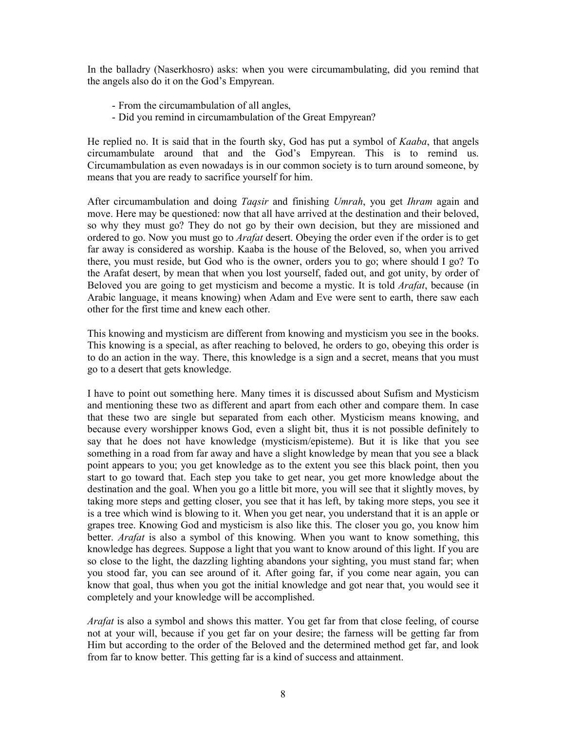In the balladry (Naserkhosro) asks: when you were circumambulating, did you remind that the angels also do it on the God's Empyrean.

- From the circumambulation of all angles,
- Did you remind in circumambulation of the Great Empyrean?

He replied no. It is said that in the fourth sky, God has put a symbol of *Kaaba*, that angels circumambulate around that and the God's Empyrean. This is to remind us. Circumambulation as even nowadays is in our common society is to turn around someone, by means that you are ready to sacrifice yourself for him.

After circumambulation and doing *Taqsir* and finishing *Umrah*, you get *Ihram* again and move. Here may be questioned: now that all have arrived at the destination and their beloved, so why they must go? They do not go by their own decision, but they are missioned and ordered to go. Now you must go to *Arafat* desert. Obeying the order even if the order is to get far away is considered as worship. Kaaba is the house of the Beloved, so, when you arrived there, you must reside, but God who is the owner, orders you to go; where should I go? To the Arafat desert, by mean that when you lost yourself, faded out, and got unity, by order of Beloved you are going to get mysticism and become a mystic. It is told *Arafat*, because (in Arabic language, it means knowing) when Adam and Eve were sent to earth, there saw each other for the first time and knew each other.

This knowing and mysticism are different from knowing and mysticism you see in the books. This knowing is a special, as after reaching to beloved, he orders to go, obeying this order is to do an action in the way. There, this knowledge is a sign and a secret, means that you must go to a desert that gets knowledge.

I have to point out something here. Many times it is discussed about Sufism and Mysticism and mentioning these two as different and apart from each other and compare them. In case that these two are single but separated from each other. Mysticism means knowing, and because every worshipper knows God, even a slight bit, thus it is not possible definitely to say that he does not have knowledge (mysticism/episteme). But it is like that you see something in a road from far away and have a slight knowledge by mean that you see a black point appears to you; you get knowledge as to the extent you see this black point, then you start to go toward that. Each step you take to get near, you get more knowledge about the destination and the goal. When you go a little bit more, you will see that it slightly moves, by taking more steps and getting closer, you see that it has left, by taking more steps, you see it is a tree which wind is blowing to it. When you get near, you understand that it is an apple or grapes tree. Knowing God and mysticism is also like this. The closer you go, you know him better. *Arafat* is also a symbol of this knowing. When you want to know something, this knowledge has degrees. Suppose a light that you want to know around of this light. If you are so close to the light, the dazzling lighting abandons your sighting, you must stand far; when you stood far, you can see around of it. After going far, if you come near again, you can know that goal, thus when you got the initial knowledge and got near that, you would see it completely and your knowledge will be accomplished.

*Arafat* is also a symbol and shows this matter. You get far from that close feeling, of course not at your will, because if you get far on your desire; the farness will be getting far from Him but according to the order of the Beloved and the determined method get far, and look from far to know better. This getting far is a kind of success and attainment.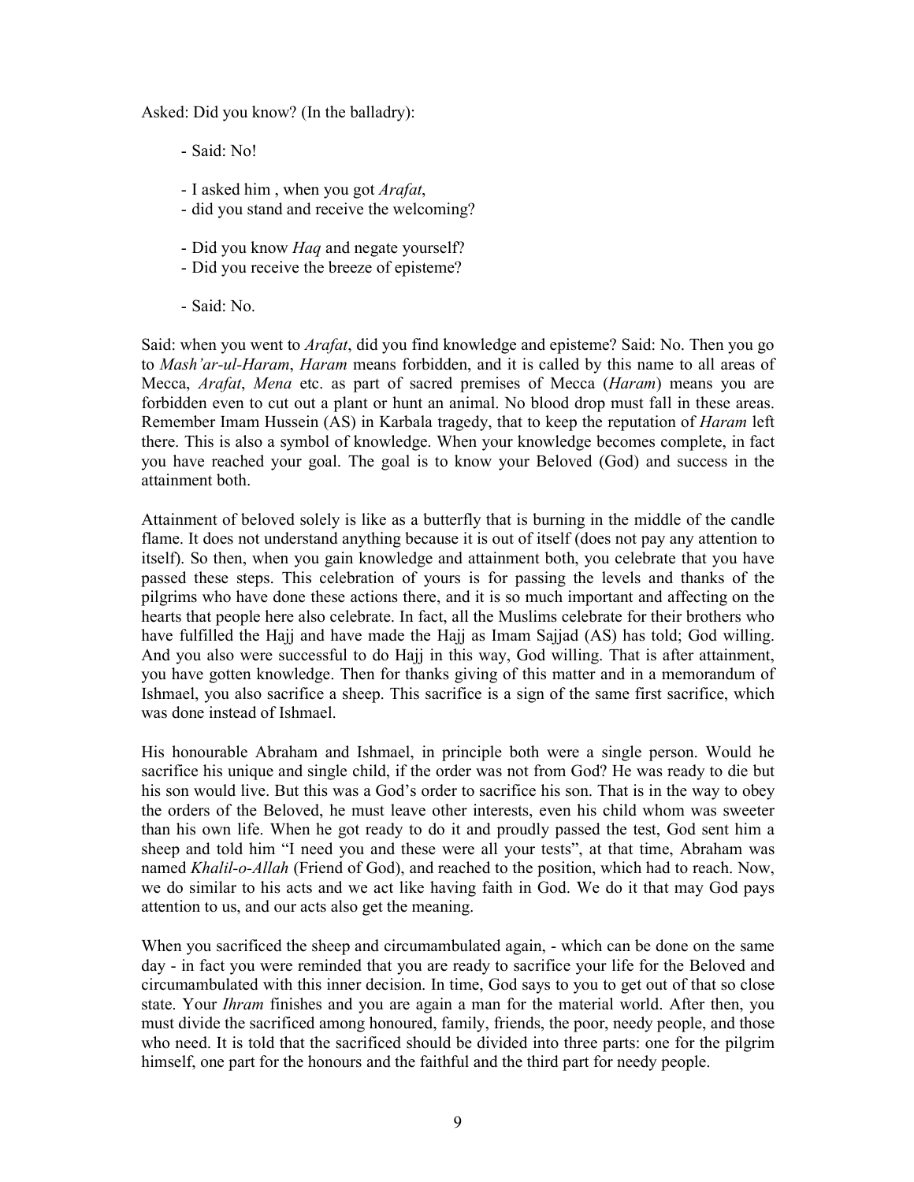Asked: Did you know? (In the balladry):

- Said: No!

- I asked him , when you got *Arafat*,
- did you stand and receive the welcoming?

- Did you know *Haq* and negate yourself?
- Did you receive the breeze of episteme?

- Said: No.

Said: when you went to *Arafat*, did you find knowledge and episteme? Said: No. Then you go to *Mash'ar-ul-Haram*, *Haram* means forbidden, and it is called by this name to all areas of Mecca, *Arafat*, *Mena* etc. as part of sacred premises of Mecca (*Haram*) means you are forbidden even to cut out a plant or hunt an animal. No blood drop must fall in these areas. Remember Imam Hussein (AS) in Karbala tragedy, that to keep the reputation of *Haram* left there. This is also a symbol of knowledge. When your knowledge becomes complete, in fact you have reached your goal. The goal is to know your Beloved (God) and success in the attainment both.

Attainment of beloved solely is like as a butterfly that is burning in the middle of the candle flame. It does not understand anything because it is out of itself (does not pay any attention to itself). So then, when you gain knowledge and attainment both, you celebrate that you have passed these steps. This celebration of yours is for passing the levels and thanks of the pilgrims who have done these actions there, and it is so much important and affecting on the hearts that people here also celebrate. In fact, all the Muslims celebrate for their brothers who have fulfilled the Hajj and have made the Hajj as Imam Sajjad (AS) has told; God willing. And you also were successful to do Hajj in this way, God willing. That is after attainment, you have gotten knowledge. Then for thanks giving of this matter and in a memorandum of Ishmael, you also sacrifice a sheep. This sacrifice is a sign of the same first sacrifice, which was done instead of Ishmael.

His honourable Abraham and Ishmael, in principle both were a single person. Would he sacrifice his unique and single child, if the order was not from God? He was ready to die but his son would live. But this was a God's order to sacrifice his son. That is in the way to obey the orders of the Beloved, he must leave other interests, even his child whom was sweeter than his own life. When he got ready to do it and proudly passed the test, God sent him a sheep and told him "I need you and these were all your tests", at that time, Abraham was named *Khalil-o-Allah* (Friend of God), and reached to the position, which had to reach. Now, we do similar to his acts and we act like having faith in God. We do it that may God pays attention to us, and our acts also get the meaning.

When you sacrificed the sheep and circumambulated again, - which can be done on the same day - in fact you were reminded that you are ready to sacrifice your life for the Beloved and circumambulated with this inner decision. In time, God says to you to get out of that so close state. Your *Ihram* finishes and you are again a man for the material world. After then, you must divide the sacrificed among honoured, family, friends, the poor, needy people, and those who need. It is told that the sacrificed should be divided into three parts: one for the pilgrim himself, one part for the honours and the faithful and the third part for needy people.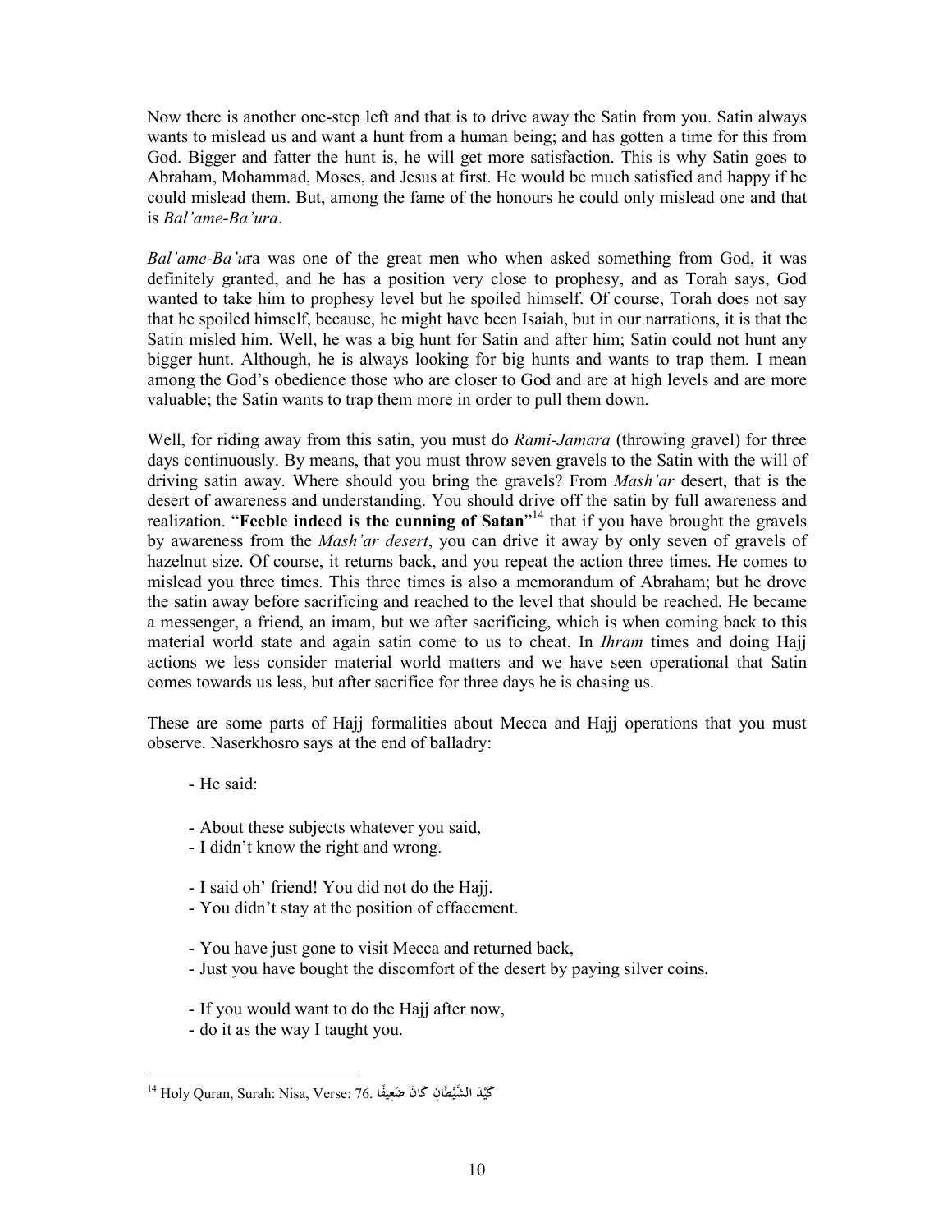Now there is another one-step left and that is to drive away the Satin from you. Satin always wants to mislead us and want a hunt from a human being; and has gotten a time for this from God. Bigger and fatter the hunt is, he will get more satisfaction. This is why Satin goes to Abraham, Mohammad, Moses, and Jesus at first. He would be much satisfied and happy if he could mislead them. But, among the fame of the honours he could only mislead one and that is *Bal'ame-Ba'ura*.

*Bal'ame-Ba'u*ra was one of the great men who when asked something from God, it was definitely granted, and he has a position very close to prophesy, and as Torah says, God wanted to take him to prophesy level but he spoiled himself. Of course, Torah does not say that he spoiled himself, because, he might have been Isaiah, but in our narrations, it is that the Satin misled him. Well, he was a big hunt for Satin and after him; Satin could not hunt any bigger hunt. Although, he is always looking for big hunts and wants to trap them. I mean among the God's obedience those who are closer to God and are at high levels and are more valuable; the Satin wants to trap them more in order to pull them down.

Well, for riding away from this satin, you must do *Rami-Jamara* (throwing gravel) for three days continuously. By means, that you must throw seven gravels to the Satin with the will of driving satin away. Where should you bring the gravels? From *Mash'ar* desert, that is the desert of awareness and understanding. You should drive off the satin by full awareness and realization. "**Feeble indeed is the cunning of Satan**"[14] that if you have brought the gravels by awareness from the *Mash'ar desert*, you can drive it away by only seven of gravels of hazelnut size. Of course, it returns back, and you repeat the action three times. He comes to mislead you three times. This three times is also a memorandum of Abraham; but he drove the satin away before sacrificing and reached to the level that should be reached. He became a messenger, a friend, an imam, but we after sacrificing, which is when coming back to this material world state and again satin come to us to cheat. In *Ihram* times and doing Hajj actions we less consider material world matters and we have seen operational that Satin comes towards us less, but after sacrifice for three days he is chasing us.

These are some parts of Hajj formalities about Mecca and Hajj operations that you must observe. Naserkhosro says at the end of balladry:

- He said:

- About these subjects whatever you said,
- I didn't know the right and wrong.

- I said oh' friend! You did not do the Hajj.
- You didn't stay at the position of effacement.

- You have just gone to visit Mecca and returned back,
- Just you have bought the discomfort of the desert by paying silver coins.

- If you would want to do the Hajj after now,
- do it as the way I taught you.

---

[14] Holy Quran, Surah: Nisa, Verse: 76. **كَيْدَ الشَّيْطَانِ كَانَ ضَعِيفًا**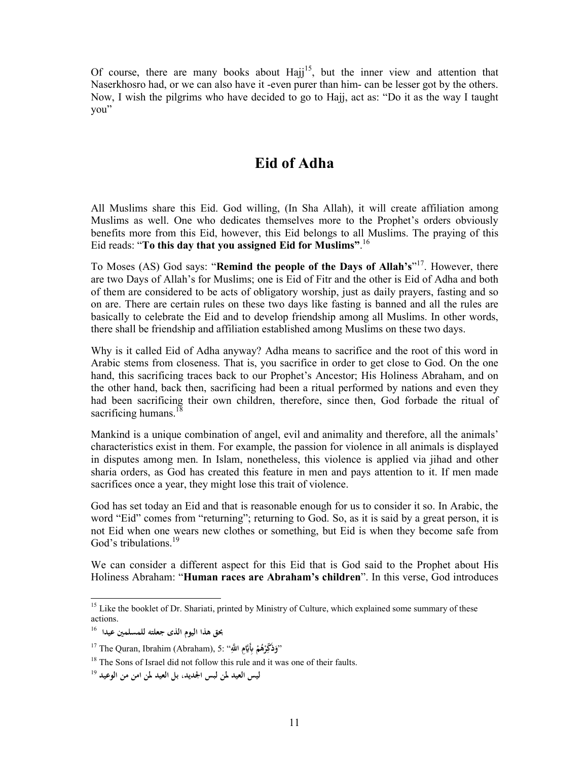Of course, there are many books about Hajj[15], but the inner view and attention that Naserkhosro had, or we can also have it -even purer than him- can be lesser got by the others. Now, I wish the pilgrims who have decided to go to Hajj, act as: "Do it as the way I taught you"

## Eid of Adha

All Muslims share this Eid. God willing, (In Sha Allah), it will create affiliation among Muslims as well. One who dedicates themselves more to the Prophet's orders obviously benefits more from this Eid, however, this Eid belongs to all Muslims. The praying of this Eid reads: "**To this day that you assigned Eid for Muslims**".[16]

To Moses (AS) God says: "**Remind the people of the Days of Allah's**"[17]. However, there are two Days of Allah's for Muslims; one is Eid of Fitr and the other is Eid of Adha and both of them are considered to be acts of obligatory worship, just as daily prayers, fasting and so on are. There are certain rules on these two days like fasting is banned and all the rules are basically to celebrate the Eid and to develop friendship among all Muslims. In other words, there shall be friendship and affiliation established among Muslims on these two days.

Why is it called Eid of Adha anyway? Adha means to sacrifice and the root of this word in Arabic stems from closeness. That is, you sacrifice in order to get close to God. On the one hand, this sacrificing traces back to our Prophet's Ancestor; His Holiness Abraham, and on the other hand, back then, sacrificing had been a ritual performed by nations and even they had been sacrificing their own children, therefore, since then, God forbade the ritual of sacrificing humans.[18]

Mankind is a unique combination of angel, evil and animality and therefore, all the animals' characteristics exist in them. For example, the passion for violence in all animals is displayed in disputes among men. In Islam, nonetheless, this violence is applied via jihad and other sharia orders, as God has created this feature in men and pays attention to it. If men made sacrifices once a year, they might lose this trait of violence.

God has set today an Eid and that is reasonable enough for us to consider it so. In Arabic, the word "Eid" comes from "returning"; returning to God. So, as it is said by a great person, it is not Eid when one wears new clothes or something, but Eid is when they become safe from God's tribulations.[19]

We can consider a different aspect for this Eid that is God said to the Prophet about His Holiness Abraham: "**Human races are Abraham's children**". In this verse, God introduces

---

[15] Like the booklet of Dr. Shariati, printed by Ministry of Culture, which explained some summary of these actions.

[16] بحق هذا اليوم الذی جعلته للمسلمين عيدا

[17] The Quran, Ibrahim (Abraham), 5: "وَذَكِّرْهُمْ بِأَيَّامِ اللَّهِ"

[18] The Sons of Israel did not follow this rule and it was one of their faults.

[19] ليس العيد لمن لبس الجديد، بل العيد لمن امن من الوعيد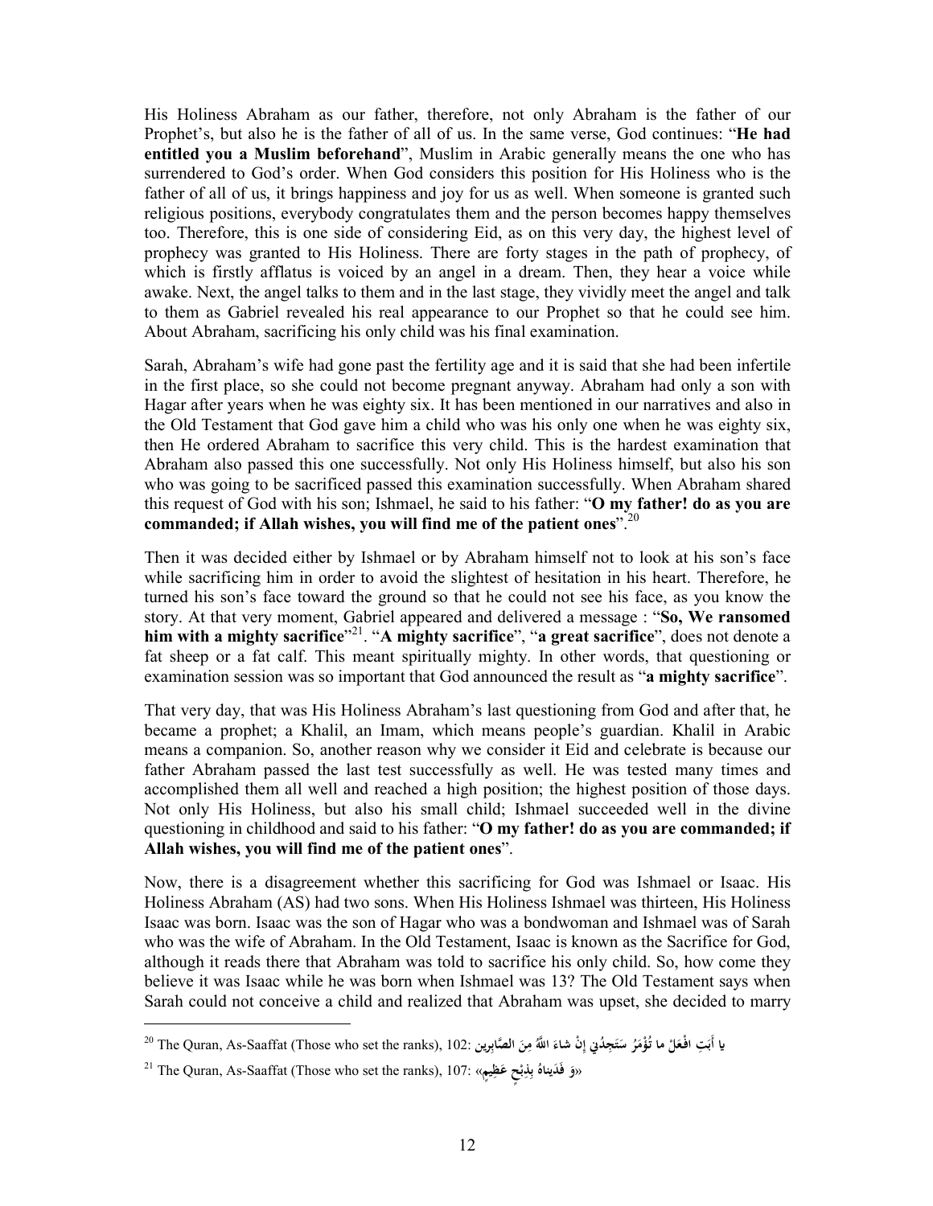His Holiness Abraham as our father, therefore, not only Abraham is the father of our Prophet's, but also he is the father of all of us. In the same verse, God continues: "**He had entitled you a Muslim beforehand**", Muslim in Arabic generally means the one who has surrendered to God's order. When God considers this position for His Holiness who is the father of all of us, it brings happiness and joy for us as well. When someone is granted such religious positions, everybody congratulates them and the person becomes happy themselves too. Therefore, this is one side of considering Eid, as on this very day, the highest level of prophecy was granted to His Holiness. There are forty stages in the path of prophecy, of which is firstly afflatus is voiced by an angel in a dream. Then, they hear a voice while awake. Next, the angel talks to them and in the last stage, they vividly meet the angel and talk to them as Gabriel revealed his real appearance to our Prophet so that he could see him. About Abraham, sacrificing his only child was his final examination.

Sarah, Abraham's wife had gone past the fertility age and it is said that she had been infertile in the first place, so she could not become pregnant anyway. Abraham had only a son with Hagar after years when he was eighty six. It has been mentioned in our narratives and also in the Old Testament that God gave him a child who was his only one when he was eighty six, then He ordered Abraham to sacrifice this very child. This is the hardest examination that Abraham also passed this one successfully. Not only His Holiness himself, but also his son who was going to be sacrificed passed this examination successfully. When Abraham shared this request of God with his son; Ishmael, he said to his father: "**O my father! do as you are commanded; if Allah wishes, you will find me of the patient ones**".[20]

Then it was decided either by Ishmael or by Abraham himself not to look at his son's face while sacrificing him in order to avoid the slightest of hesitation in his heart. Therefore, he turned his son's face toward the ground so that he could not see his face, as you know the story. At that very moment, Gabriel appeared and delivered a message : "**So, We ransomed him with a mighty sacrifice**"[21]. "**A mighty sacrifice**", "**a great sacrifice**", does not denote a fat sheep or a fat calf. This meant spiritually mighty. In other words, that questioning or examination session was so important that God announced the result as "**a mighty sacrifice**".

That very day, that was His Holiness Abraham's last questioning from God and after that, he became a prophet; a Khalil, an Imam, which means people's guardian. Khalil in Arabic means a companion. So, another reason why we consider it Eid and celebrate is because our father Abraham passed the last test successfully as well. He was tested many times and accomplished them all well and reached a high position; the highest position of those days. Not only His Holiness, but also his small child; Ishmael succeeded well in the divine questioning in childhood and said to his father: "**O my father! do as you are commanded; if Allah wishes, you will find me of the patient ones**".

Now, there is a disagreement whether this sacrificing for God was Ishmael or Isaac. His Holiness Abraham (AS) had two sons. When His Holiness Ishmael was thirteen, His Holiness Isaac was born. Isaac was the son of Hagar who was a bondwoman and Ishmael was of Sarah who was the wife of Abraham. In the Old Testament, Isaac is known as the Sacrifice for God, although it reads there that Abraham was told to sacrifice his only child. So, how come they believe it was Isaac while he was born when Ishmael was 13? The Old Testament says when Sarah could not conceive a child and realized that Abraham was upset, she decided to marry

---

[20] The Quran, As-Saaffat (Those who set the ranks), 102: **يا أَبَتِ افْعَلْ ما تُؤْمَرُ سَتَجِدُنِي إِنْ شاءَ اللَّهُ مِنَ الصَّابِرِين**

[21] The Quran, As-Saaffat (Those who set the ranks), 107: «**وَ فَدَيْناهُ بِذِبْحٍ عَظِيمٍ**»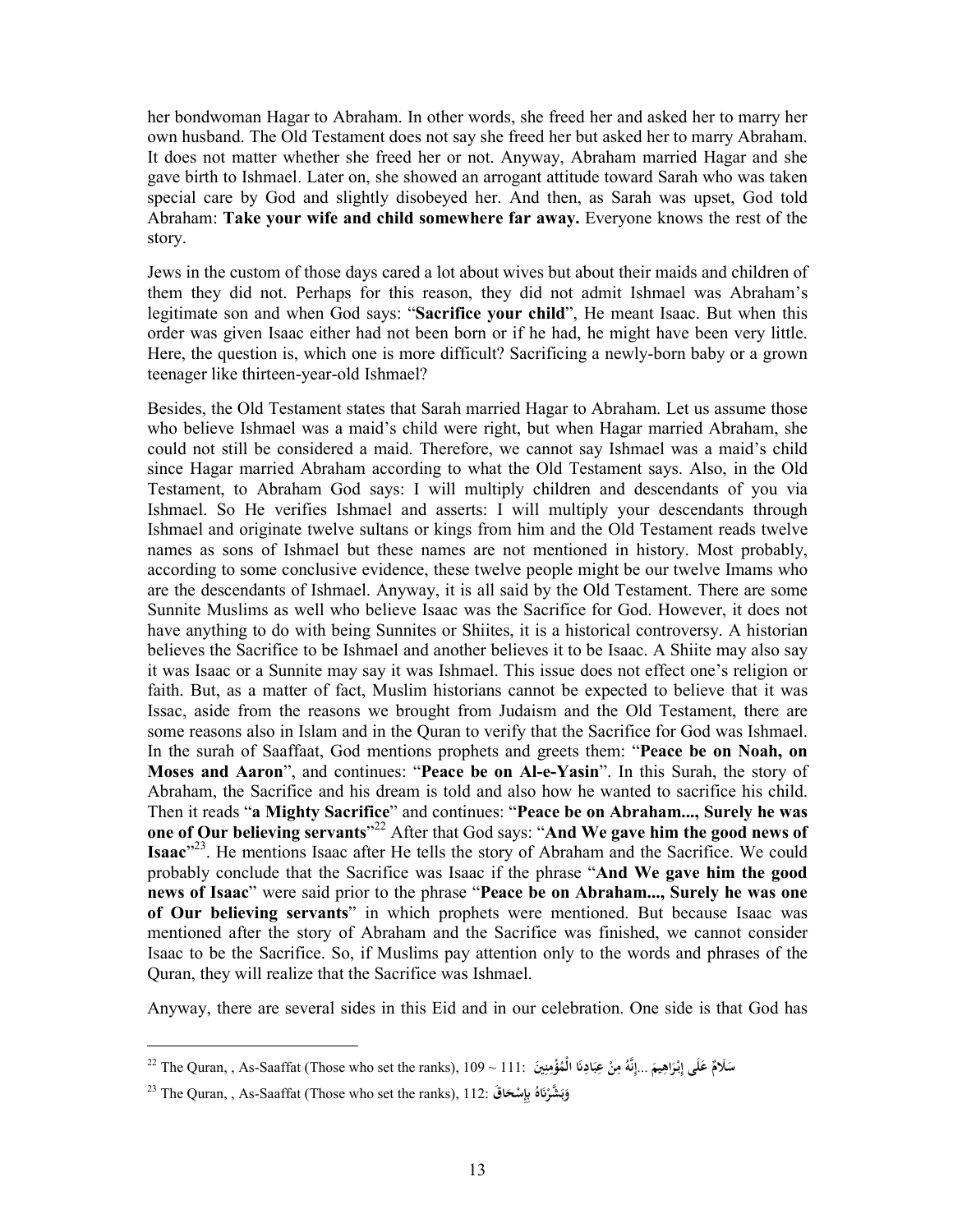her bondwoman Hagar to Abraham. In other words, she freed her and asked her to marry her own husband. The Old Testament does not say she freed her but asked her to marry Abraham. It does not matter whether she freed her or not. Anyway, Abraham married Hagar and she gave birth to Ishmael. Later on, she showed an arrogant attitude toward Sarah who was taken special care by God and slightly disobeyed her. And then, as Sarah was upset, God told Abraham: **Take your wife and child somewhere far away.** Everyone knows the rest of the story.

Jews in the custom of those days cared a lot about wives but about their maids and children of them they did not. Perhaps for this reason, they did not admit Ishmael was Abraham's legitimate son and when God says: "**Sacrifice your child**", He meant Isaac. But when this order was given Isaac either had not been born or if he had, he might have been very little. Here, the question is, which one is more difficult? Sacrificing a newly-born baby or a grown teenager like thirteen-year-old Ishmael?

Besides, the Old Testament states that Sarah married Hagar to Abraham. Let us assume those who believe Ishmael was a maid's child were right, but when Hagar married Abraham, she could not still be considered a maid. Therefore, we cannot say Ishmael was a maid's child since Hagar married Abraham according to what the Old Testament says. Also, in the Old Testament, to Abraham God says: I will multiply children and descendants of you via Ishmael. So He verifies Ishmael and asserts: I will multiply your descendants through Ishmael and originate twelve sultans or kings from him and the Old Testament reads twelve names as sons of Ishmael but these names are not mentioned in history. Most probably, according to some conclusive evidence, these twelve people might be our twelve Imams who are the descendants of Ishmael. Anyway, it is all said by the Old Testament. There are some Sunnite Muslims as well who believe Isaac was the Sacrifice for God. However, it does not have anything to do with being Sunnites or Shiites, it is a historical controversy. A historian believes the Sacrifice to be Ishmael and another believes it to be Isaac. A Shiite may also say it was Isaac or a Sunnite may say it was Ishmael. This issue does not effect one's religion or faith. But, as a matter of fact, Muslim historians cannot be expected to believe that it was Issac, aside from the reasons we brought from Judaism and the Old Testament, there are some reasons also in Islam and in the Quran to verify that the Sacrifice for God was Ishmael. In the surah of Saaffaat, God mentions prophets and greets them: "**Peace be on Noah, on Moses and Aaron**", and continues: "**Peace be on Al-e-Yasin**". In this Surah, the story of Abraham, the Sacrifice and his dream is told and also how he wanted to sacrifice his child. Then it reads "**a Mighty Sacrifice**" and continues: "**Peace be on Abraham..., Surely he was one of Our believing servants**"[22] After that God says: "**And We gave him the good news of Isaac**"[23]. He mentions Isaac after He tells the story of Abraham and the Sacrifice. We could probably conclude that the Sacrifice was Isaac if the phrase "**And We gave him the good news of Isaac**" were said prior to the phrase "**Peace be on Abraham..., Surely he was one of Our believing servants**" in which prophets were mentioned. But because Isaac was mentioned after the story of Abraham and the Sacrifice was finished, we cannot consider Isaac to be the Sacrifice. So, if Muslims pay attention only to the words and phrases of the Quran, they will realize that the Sacrifice was Ishmael.

Anyway, there are several sides in this Eid and in our celebration. One side is that God has

---

[22] The Quran, , As-Saaffat (Those who set the ranks), 109 ~ 111: سَلَامٌ عَلَى إِبْرَاهِيمَ ...إِنَّهُ مِنْ عِبَادِنَا الْمُؤْمِنِينَ

[23] The Quran, , As-Saaffat (Those who set the ranks), 112: وَبَشَّرْنَاهُ بِإِسْحَاقَ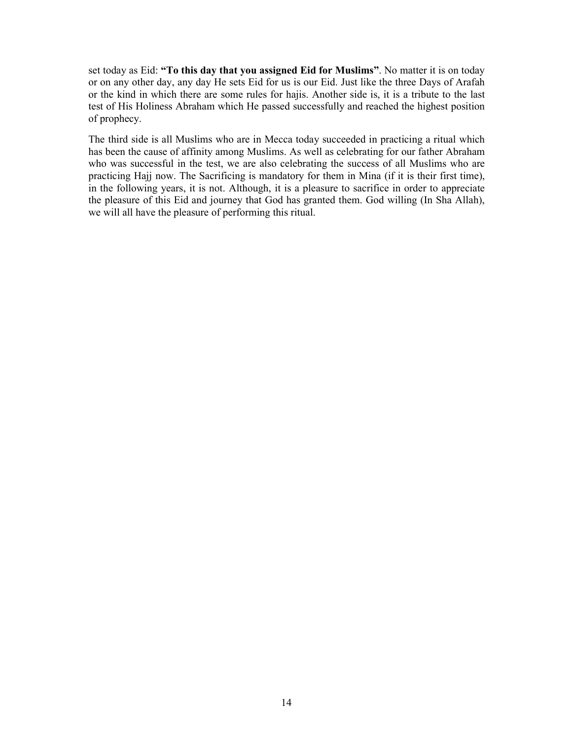set today as Eid: **"To this day that you assigned Eid for Muslims"**. No matter it is on today or on any other day, any day He sets Eid for us is our Eid. Just like the three Days of Arafah or the kind in which there are some rules for hajis. Another side is, it is a tribute to the last test of His Holiness Abraham which He passed successfully and reached the highest position of prophecy.

The third side is all Muslims who are in Mecca today succeeded in practicing a ritual which has been the cause of affinity among Muslims. As well as celebrating for our father Abraham who was successful in the test, we are also celebrating the success of all Muslims who are practicing Hajj now. The Sacrificing is mandatory for them in Mina (if it is their first time), in the following years, it is not. Although, it is a pleasure to sacrifice in order to appreciate the pleasure of this Eid and journey that God has granted them. God willing (In Sha Allah), we will all have the pleasure of performing this ritual.